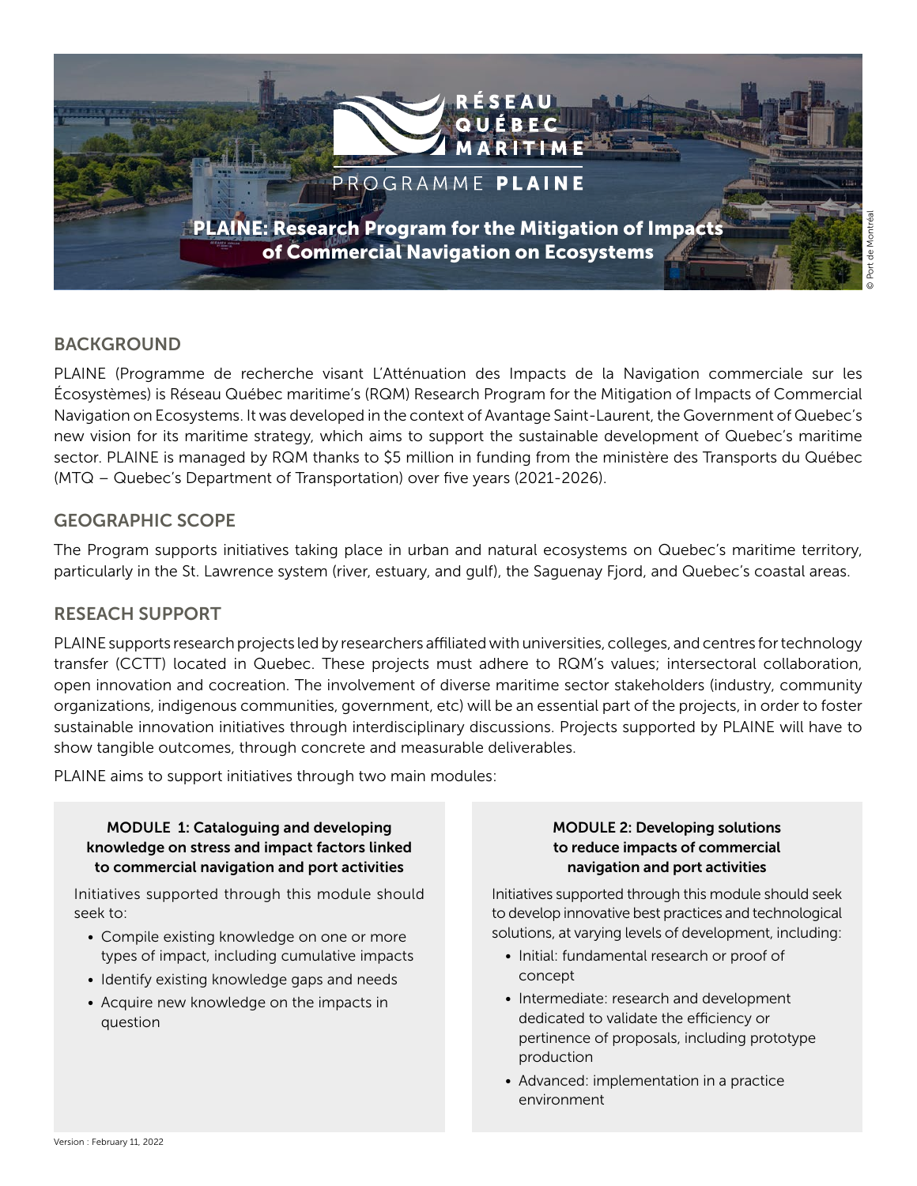RÉSEAU QUÉBEC MARITIME

PROGRAMME **PLAINE**

# PLAINE: Research Program for the Mitigation of Impacts of Commercial Navigation on Ecosystems

© Port de Montréal

## BACKGROUND

PLAINE (Programme de recherche visant L'Atténuation des Impacts de la Navigation commerciale sur les Écosystèmes) is Réseau Québec maritime's (RQM) Research Program for the Mitigation of Impacts of Commercial Navigation on Ecosystems. It was developed in the context of Avantage Saint-Laurent, the Government of Quebec's new vision for its maritime strategy, which aims to support the sustainable development of Quebec's maritime sector. PLAINE is managed by RQM thanks to $5 million in funding from the ministère des Transports du Québec (MTQ – Quebec's Department of Transportation) over five years (2021-2026).

## GEOGRAPHIC SCOPE

The Program supports initiatives taking place in urban and natural ecosystems on Quebec's maritime territory, particularly in the St. Lawrence system (river, estuary, and gulf), the Saguenay Fjord, and Quebec's coastal areas.

## RESEACH SUPPORT

PLAINE supports research projects led by researchers affiliated with universities, colleges, and centres for technology transfer (CCTT) located in Quebec. These projects must adhere to RQM's values; intersectoral collaboration, open innovation and cocreation. The involvement of diverse maritime sector stakeholders (industry, community organizations, indigenous communities, government, etc) will be an essential part of the projects, in order to foster sustainable innovation initiatives through interdisciplinary discussions. Projects supported by PLAINE will have to show tangible outcomes, through concrete and measurable deliverables.

PLAINE aims to support initiatives through two main modules:

### MODULE 1: Cataloguing and developing knowledge on stress and impact factors linked to commercial navigation and port activities

Initiatives supported through this module should seek to:

- Compile existing knowledge on one or more types of impact, including cumulative impacts
- Identify existing knowledge gaps and needs
- Acquire new knowledge on the impacts in question

### MODULE 2: Developing solutions to reduce impacts of commercial navigation and port activities

Initiatives supported through this module should seek to develop innovative best practices and technological solutions, at varying levels of development, including:

- Initial: fundamental research or proof of concept
- Intermediate: research and development dedicated to validate the efficiency or pertinence of proposals, including prototype production
- Advanced: implementation in a practice environment

Version : February 11, 2022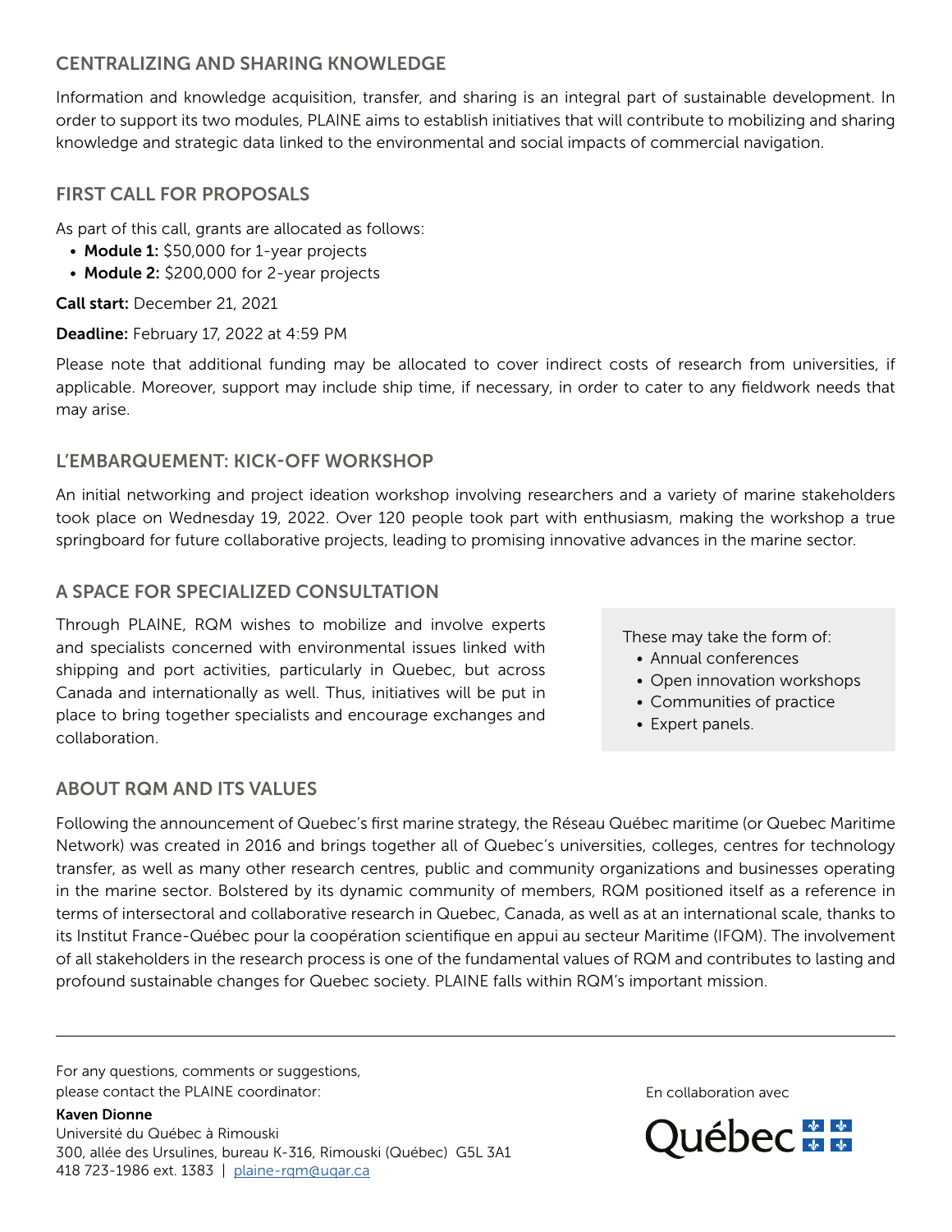## CENTRALIZING AND SHARING KNOWLEDGE

Information and knowledge acquisition, transfer, and sharing is an integral part of sustainable development. In order to support its two modules, PLAINE aims to establish initiatives that will contribute to mobilizing and sharing knowledge and strategic data linked to the environmental and social impacts of commercial navigation.

## FIRST CALL FOR PROPOSALS

As part of this call, grants are allocated as follows:

- **Module 1:** $50,000 for 1-year projects
- **Module 2:** $200,000 for 2-year projects

**Call start:** December 21, 2021

**Deadline:** February 17, 2022 at 4:59 PM

Please note that additional funding may be allocated to cover indirect costs of research from universities, if applicable. Moreover, support may include ship time, if necessary, in order to cater to any fieldwork needs that may arise.

## L'EMBARQUEMENT: KICK-OFF WORKSHOP

An initial networking and project ideation workshop involving researchers and a variety of marine stakeholders took place on Wednesday 19, 2022. Over 120 people took part with enthusiasm, making the workshop a true springboard for future collaborative projects, leading to promising innovative advances in the marine sector.

## A SPACE FOR SPECIALIZED CONSULTATION

Through PLAINE, RQM wishes to mobilize and involve experts and specialists concerned with environmental issues linked with shipping and port activities, particularly in Quebec, but across Canada and internationally as well. Thus, initiatives will be put in place to bring together specialists and encourage exchanges and collaboration.

These may take the form of:

- Annual conferences
- Open innovation workshops
- Communities of practice
- Expert panels.

## ABOUT RQM AND ITS VALUES

Following the announcement of Quebec's first marine strategy, the Réseau Québec maritime (or Quebec Maritime Network) was created in 2016 and brings together all of Quebec's universities, colleges, centres for technology transfer, as well as many other research centres, public and community organizations and businesses operating in the marine sector. Bolstered by its dynamic community of members, RQM positioned itself as a reference in terms of intersectoral and collaborative research in Quebec, Canada, as well as at an international scale, thanks to its Institut France-Québec pour la coopération scientifique en appui au secteur Maritime (IFQM). The involvement of all stakeholders in the research process is one of the fundamental values of RQM and contributes to lasting and profound sustainable changes for Quebec society. PLAINE falls within RQM's important mission.

---

For any questions, comments or suggestions, please contact the PLAINE coordinator:

**Kaven Dionne**
Université du Québec à Rimouski
300, allée des Ursulines, bureau K-316, Rimouski (Québec) G5L 3A1
418 723-1986 ext. 1383 | plaine-rqm@uqar.ca

En collaboration avec

Québec